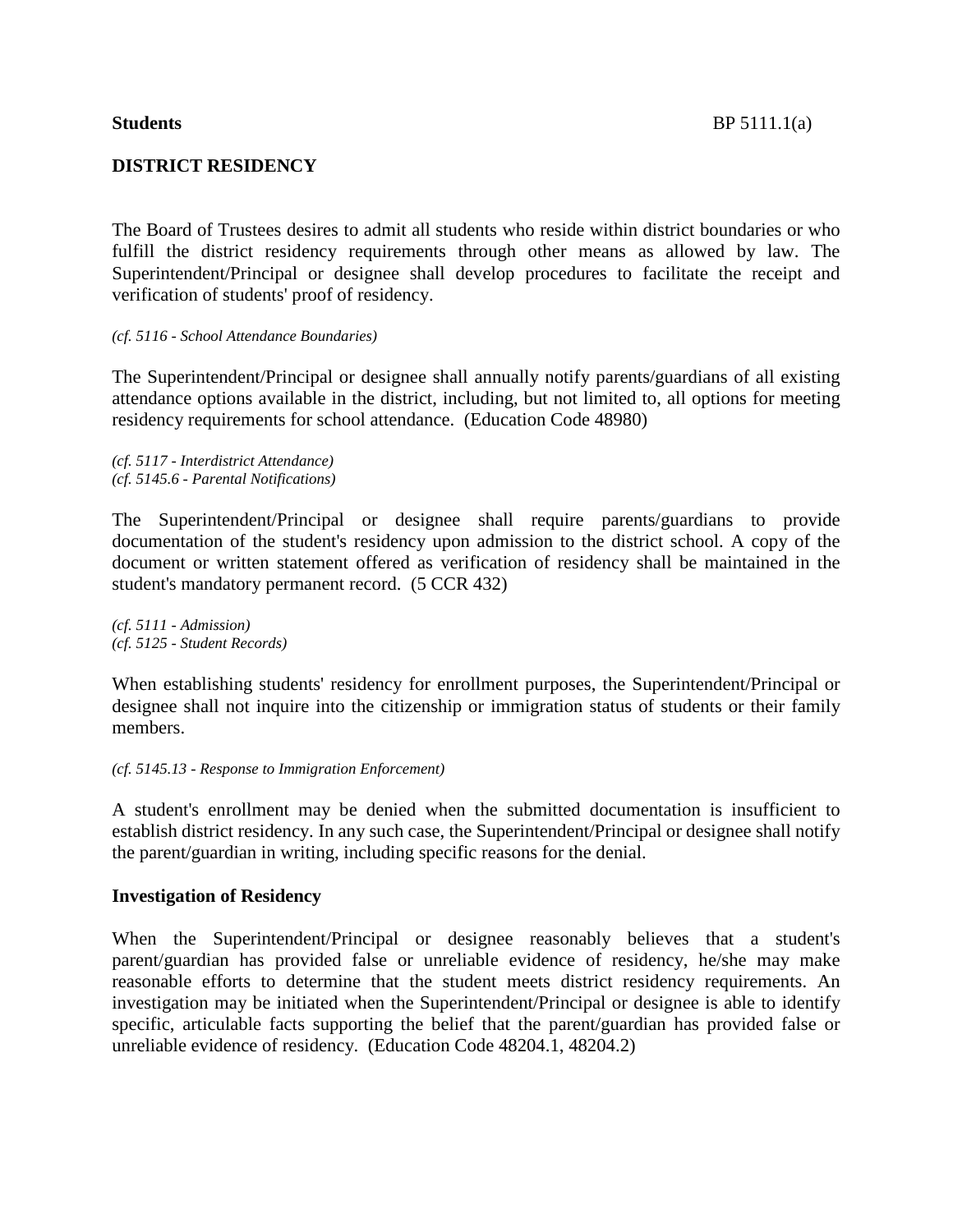**Students** BP 5111.1(a)

## DISTRICT RESIDENCY

The Board of Trustees desires to admit all students who reside within district boundaries or who fulfill the district residency requirements through other means as allowed by law. The Superintendent/Principal or designee shall develop procedures to facilitate the receipt and verification of students' proof of residency.

*(cf. 5116 - School Attendance Boundaries)*

The Superintendent/Principal or designee shall annually notify parents/guardians of all existing attendance options available in the district, including, but not limited to, all options for meeting residency requirements for school attendance. (Education Code 48980)

*(cf. 5117 - Interdistrict Attendance)*
*(cf. 5145.6 - Parental Notifications)*

The Superintendent/Principal or designee shall require parents/guardians to provide documentation of the student's residency upon admission to the district school. A copy of the document or written statement offered as verification of residency shall be maintained in the student's mandatory permanent record. (5 CCR 432)

*(cf. 5111 - Admission)*
*(cf. 5125 - Student Records)*

When establishing students' residency for enrollment purposes, the Superintendent/Principal or designee shall not inquire into the citizenship or immigration status of students or their family members.

*(cf. 5145.13 - Response to Immigration Enforcement)*

A student's enrollment may be denied when the submitted documentation is insufficient to establish district residency. In any such case, the Superintendent/Principal or designee shall notify the parent/guardian in writing, including specific reasons for the denial.

### Investigation of Residency

When the Superintendent/Principal or designee reasonably believes that a student's parent/guardian has provided false or unreliable evidence of residency, he/she may make reasonable efforts to determine that the student meets district residency requirements. An investigation may be initiated when the Superintendent/Principal or designee is able to identify specific, articulable facts supporting the belief that the parent/guardian has provided false or unreliable evidence of residency. (Education Code 48204.1, 48204.2)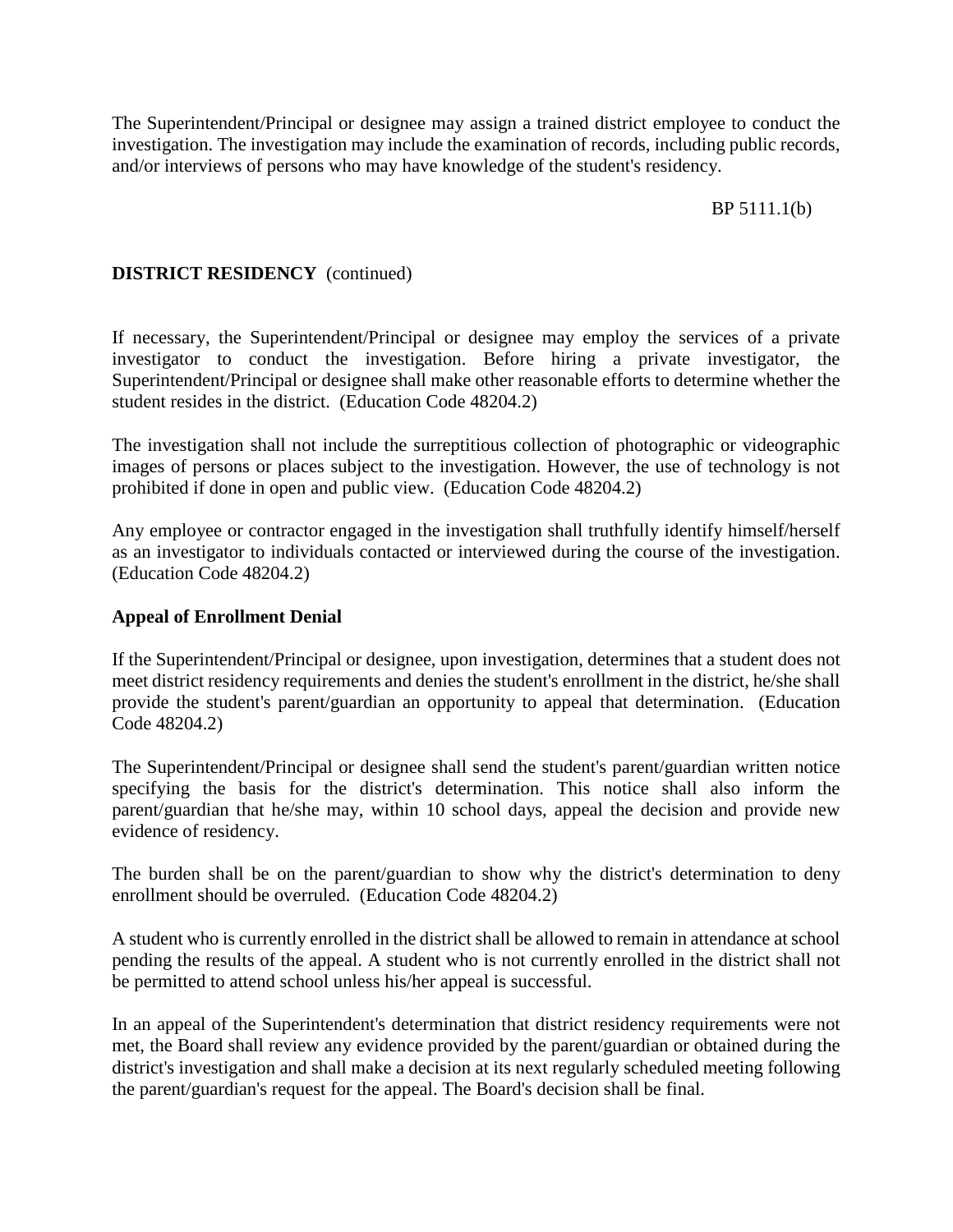The Superintendent/Principal or designee may assign a trained district employee to conduct the investigation. The investigation may include the examination of records, including public records, and/or interviews of persons who may have knowledge of the student's residency.

**DISTRICT RESIDENCY** (continued)

If necessary, the Superintendent/Principal or designee may employ the services of a private investigator to conduct the investigation. Before hiring a private investigator, the Superintendent/Principal or designee shall make other reasonable efforts to determine whether the student resides in the district. (Education Code 48204.2)

The investigation shall not include the surreptitious collection of photographic or videographic images of persons or places subject to the investigation. However, the use of technology is not prohibited if done in open and public view. (Education Code 48204.2)

Any employee or contractor engaged in the investigation shall truthfully identify himself/herself as an investigator to individuals contacted or interviewed during the course of the investigation. (Education Code 48204.2)

**Appeal of Enrollment Denial**

If the Superintendent/Principal or designee, upon investigation, determines that a student does not meet district residency requirements and denies the student's enrollment in the district, he/she shall provide the student's parent/guardian an opportunity to appeal that determination. (Education Code 48204.2)

The Superintendent/Principal or designee shall send the student's parent/guardian written notice specifying the basis for the district's determination. This notice shall also inform the parent/guardian that he/she may, within 10 school days, appeal the decision and provide new evidence of residency.

The burden shall be on the parent/guardian to show why the district's determination to deny enrollment should be overruled. (Education Code 48204.2)

A student who is currently enrolled in the district shall be allowed to remain in attendance at school pending the results of the appeal. A student who is not currently enrolled in the district shall not be permitted to attend school unless his/her appeal is successful.

In an appeal of the Superintendent's determination that district residency requirements were not met, the Board shall review any evidence provided by the parent/guardian or obtained during the district's investigation and shall make a decision at its next regularly scheduled meeting following the parent/guardian's request for the appeal. The Board's decision shall be final.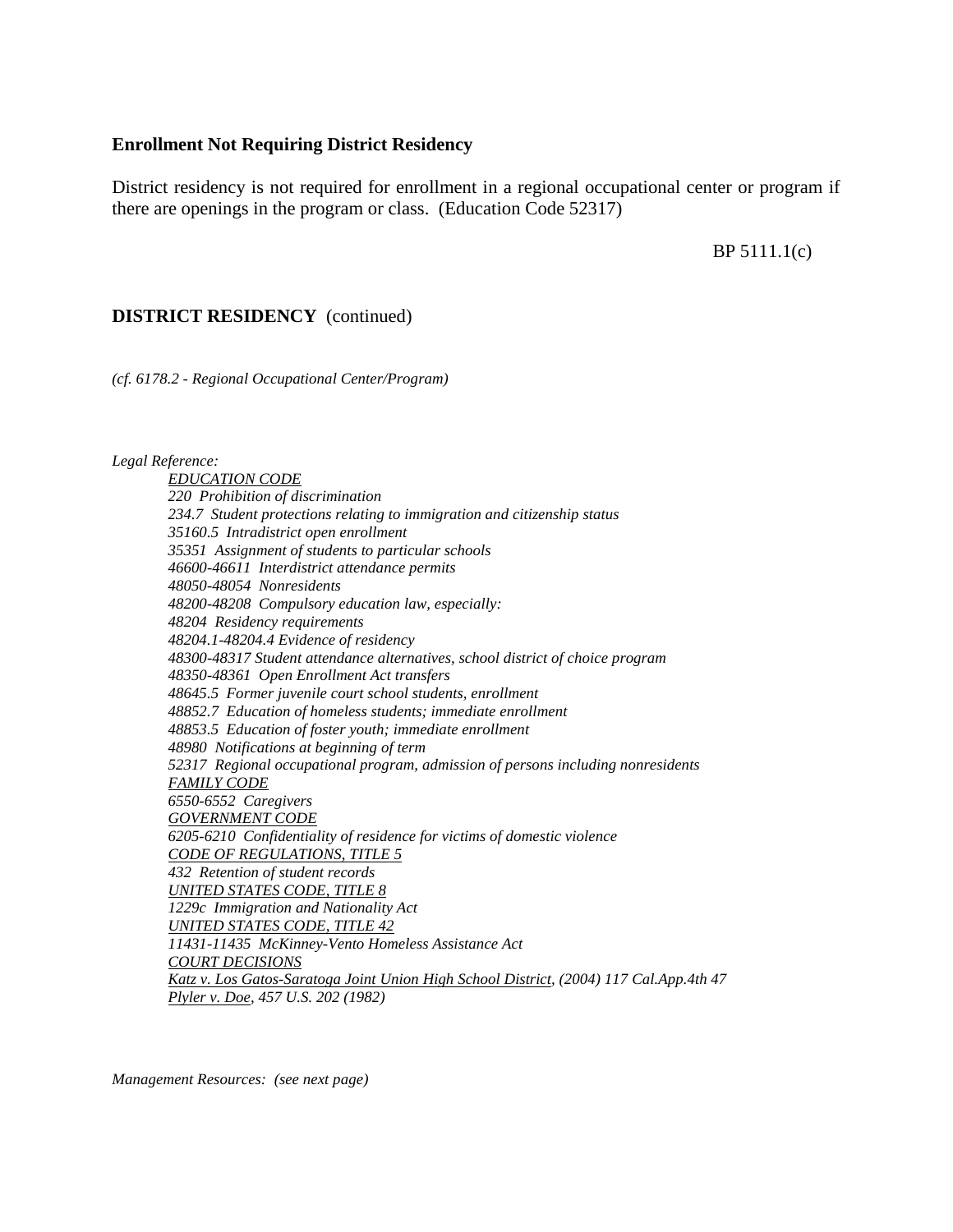**Enrollment Not Requiring District Residency**

District residency is not required for enrollment in a regional occupational center or program if there are openings in the program or class. (Education Code 52317)

*(cf. 6178.2 - Regional Occupational Center/Program)*

*Legal Reference:*

*EDUCATION CODE*
*220 Prohibition of discrimination*
*234.7 Student protections relating to immigration and citizenship status*
*35160.5 Intradistrict open enrollment*
*35351 Assignment of students to particular schools*
*46600-46611 Interdistrict attendance permits*
*48050-48054 Nonresidents*
*48200-48208 Compulsory education law, especially:*
*48204 Residency requirements*
*48204.1-48204.4 Evidence of residency*
*48300-48317 Student attendance alternatives, school district of choice program*
*48350-48361 Open Enrollment Act transfers*
*48645.5 Former juvenile court school students, enrollment*
*48852.7 Education of homeless students; immediate enrollment*
*48853.5 Education of foster youth; immediate enrollment*
*48980 Notifications at beginning of term*
*52317 Regional occupational program, admission of persons including nonresidents*
*FAMILY CODE*
*6550-6552 Caregivers*
*GOVERNMENT CODE*
*6205-6210 Confidentiality of residence for victims of domestic violence*
*CODE OF REGULATIONS, TITLE 5*
*432 Retention of student records*
*UNITED STATES CODE, TITLE 8*
*1229c Immigration and Nationality Act*
*UNITED STATES CODE, TITLE 42*
*11431-11435 McKinney-Vento Homeless Assistance Act*
*COURT DECISIONS*
*Katz v. Los Gatos-Saratoga Joint Union High School District, (2004) 117 Cal.App.4th 47*
*Plyler v. Doe, 457 U.S. 202 (1982)*

*Management Resources: (see next page)*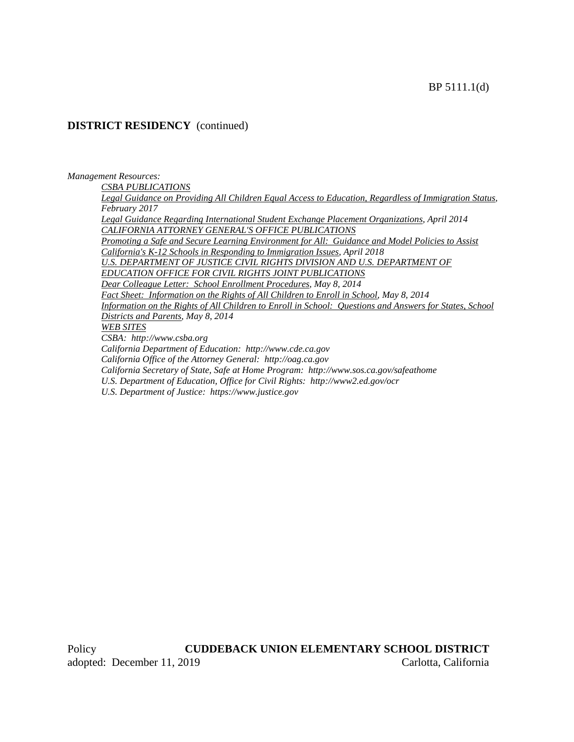**DISTRICT RESIDENCY** (continued)

*Management Resources:*

*CSBA PUBLICATIONS*

*Legal Guidance on Providing All Children Equal Access to Education, Regardless of Immigration Status, February 2017*

*Legal Guidance Regarding International Student Exchange Placement Organizations, April 2014*

*CALIFORNIA ATTORNEY GENERAL'S OFFICE PUBLICATIONS*

*Promoting a Safe and Secure Learning Environment for All: Guidance and Model Policies to Assist California's K-12 Schools in Responding to Immigration Issues, April 2018*

*U.S. DEPARTMENT OF JUSTICE CIVIL RIGHTS DIVISION AND U.S. DEPARTMENT OF EDUCATION OFFICE FOR CIVIL RIGHTS JOINT PUBLICATIONS*

*Dear Colleague Letter: School Enrollment Procedures, May 8, 2014*

*Fact Sheet: Information on the Rights of All Children to Enroll in School, May 8, 2014*

*Information on the Rights of All Children to Enroll in School: Questions and Answers for States, School Districts and Parents, May 8, 2014*

*WEB SITES*

*CSBA: http://www.csba.org*

*California Department of Education: http://www.cde.ca.gov*

*California Office of the Attorney General: http://oag.ca.gov*

*California Secretary of State, Safe at Home Program: http://www.sos.ca.gov/safeathome*

*U.S. Department of Education, Office for Civil Rights: http://www2.ed.gov/ocr*

*U.S. Department of Justice: https://www.justice.gov*

Policy **CUDDEBACK UNION ELEMENTARY SCHOOL DISTRICT**
adopted: December 11, 2019 Carlotta, California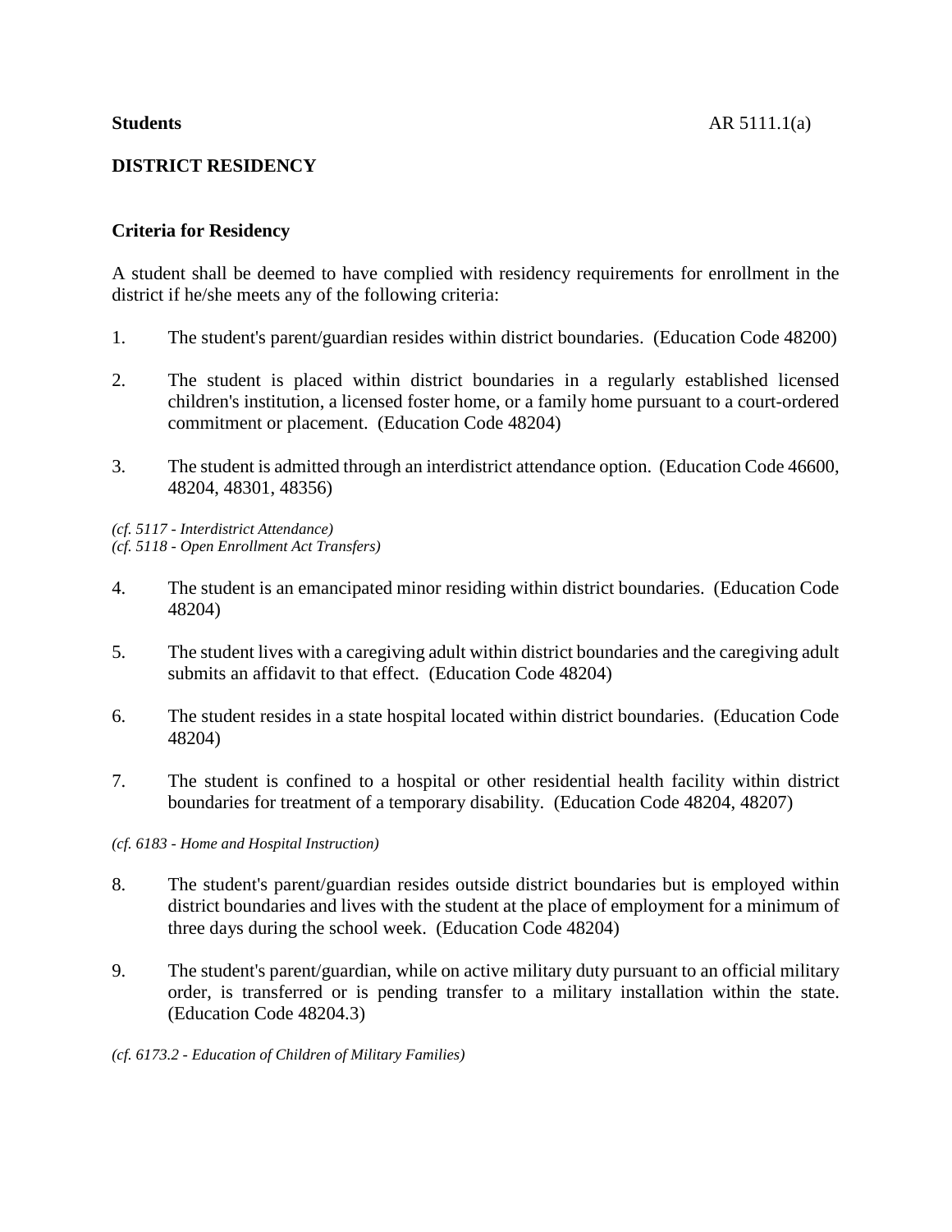**Students** AR 5111.1(a)

## DISTRICT RESIDENCY

### Criteria for Residency

A student shall be deemed to have complied with residency requirements for enrollment in the district if he/she meets any of the following criteria:

1. The student's parent/guardian resides within district boundaries. (Education Code 48200)

2. The student is placed within district boundaries in a regularly established licensed children's institution, a licensed foster home, or a family home pursuant to a court-ordered commitment or placement. (Education Code 48204)

3. The student is admitted through an interdistrict attendance option. (Education Code 46600, 48204, 48301, 48356)

*(cf. 5117 - Interdistrict Attendance)*
*(cf. 5118 - Open Enrollment Act Transfers)*

4. The student is an emancipated minor residing within district boundaries. (Education Code 48204)

5. The student lives with a caregiving adult within district boundaries and the caregiving adult submits an affidavit to that effect. (Education Code 48204)

6. The student resides in a state hospital located within district boundaries. (Education Code 48204)

7. The student is confined to a hospital or other residential health facility within district boundaries for treatment of a temporary disability. (Education Code 48204, 48207)

*(cf. 6183 - Home and Hospital Instruction)*

8. The student's parent/guardian resides outside district boundaries but is employed within district boundaries and lives with the student at the place of employment for a minimum of three days during the school week. (Education Code 48204)

9. The student's parent/guardian, while on active military duty pursuant to an official military order, is transferred or is pending transfer to a military installation within the state. (Education Code 48204.3)

*(cf. 6173.2 - Education of Children of Military Families)*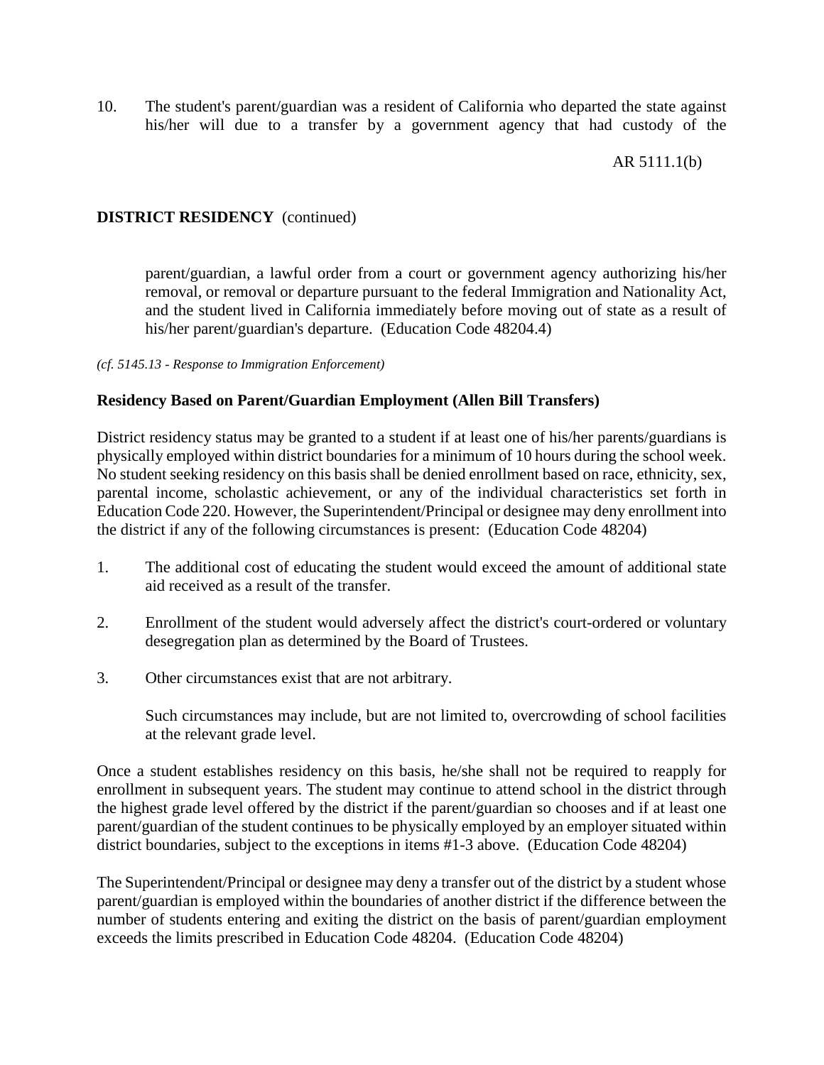10. The student's parent/guardian was a resident of California who departed the state against his/her will due to a transfer by a government agency that had custody of the parent/guardian, a lawful order from a court or government agency authorizing his/her removal, or removal or departure pursuant to the federal Immigration and Nationality Act, and the student lived in California immediately before moving out of state as a result of his/her parent/guardian's departure. (Education Code 48204.4)

*(cf. 5145.13 - Response to Immigration Enforcement)*

**Residency Based on Parent/Guardian Employment (Allen Bill Transfers)**

District residency status may be granted to a student if at least one of his/her parents/guardians is physically employed within district boundaries for a minimum of 10 hours during the school week. No student seeking residency on this basis shall be denied enrollment based on race, ethnicity, sex, parental income, scholastic achievement, or any of the individual characteristics set forth in Education Code 220. However, the Superintendent/Principal or designee may deny enrollment into the district if any of the following circumstances is present: (Education Code 48204)

1. The additional cost of educating the student would exceed the amount of additional state aid received as a result of the transfer.

2. Enrollment of the student would adversely affect the district's court-ordered or voluntary desegregation plan as determined by the Board of Trustees.

3. Other circumstances exist that are not arbitrary.

   Such circumstances may include, but are not limited to, overcrowding of school facilities at the relevant grade level.

Once a student establishes residency on this basis, he/she shall not be required to reapply for enrollment in subsequent years. The student may continue to attend school in the district through the highest grade level offered by the district if the parent/guardian so chooses and if at least one parent/guardian of the student continues to be physically employed by an employer situated within district boundaries, subject to the exceptions in items #1-3 above. (Education Code 48204)

The Superintendent/Principal or designee may deny a transfer out of the district by a student whose parent/guardian is employed within the boundaries of another district if the difference between the number of students entering and exiting the district on the basis of parent/guardian employment exceeds the limits prescribed in Education Code 48204. (Education Code 48204)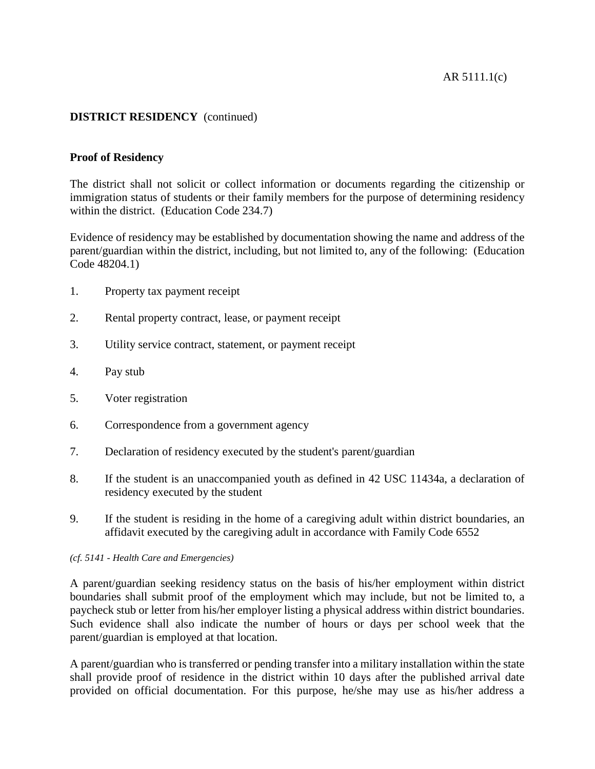**DISTRICT RESIDENCY** (continued)

**Proof of Residency**

The district shall not solicit or collect information or documents regarding the citizenship or immigration status of students or their family members for the purpose of determining residency within the district. (Education Code 234.7)

Evidence of residency may be established by documentation showing the name and address of the parent/guardian within the district, including, but not limited to, any of the following: (Education Code 48204.1)

1. Property tax payment receipt

2. Rental property contract, lease, or payment receipt

3. Utility service contract, statement, or payment receipt

4. Pay stub

5. Voter registration

6. Correspondence from a government agency

7. Declaration of residency executed by the student's parent/guardian

8. If the student is an unaccompanied youth as defined in 42 USC 11434a, a declaration of residency executed by the student

9. If the student is residing in the home of a caregiving adult within district boundaries, an affidavit executed by the caregiving adult in accordance with Family Code 6552

*(cf. 5141 - Health Care and Emergencies)*

A parent/guardian seeking residency status on the basis of his/her employment within district boundaries shall submit proof of the employment which may include, but not be limited to, a paycheck stub or letter from his/her employer listing a physical address within district boundaries. Such evidence shall also indicate the number of hours or days per school week that the parent/guardian is employed at that location.

A parent/guardian who is transferred or pending transfer into a military installation within the state shall provide proof of residence in the district within 10 days after the published arrival date provided on official documentation. For this purpose, he/she may use as his/her address a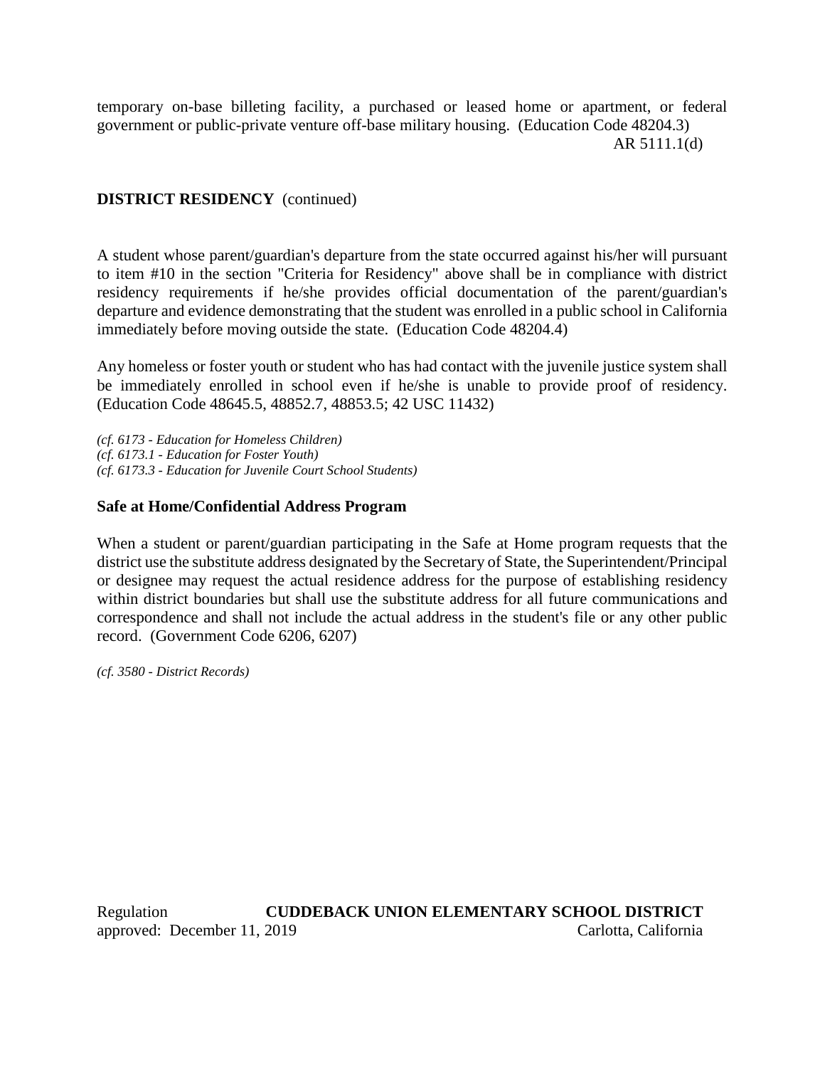temporary on-base billeting facility, a purchased or leased home or apartment, or federal government or public-private venture off-base military housing. (Education Code 48204.3)

**DISTRICT RESIDENCY** (continued)

A student whose parent/guardian's departure from the state occurred against his/her will pursuant to item #10 in the section "Criteria for Residency" above shall be in compliance with district residency requirements if he/she provides official documentation of the parent/guardian's departure and evidence demonstrating that the student was enrolled in a public school in California immediately before moving outside the state. (Education Code 48204.4)

Any homeless or foster youth or student who has had contact with the juvenile justice system shall be immediately enrolled in school even if he/she is unable to provide proof of residency. (Education Code 48645.5, 48852.7, 48853.5; 42 USC 11432)

*(cf. 6173 - Education for Homeless Children)*
*(cf. 6173.1 - Education for Foster Youth)*
*(cf. 6173.3 - Education for Juvenile Court School Students)*

**Safe at Home/Confidential Address Program**

When a student or parent/guardian participating in the Safe at Home program requests that the district use the substitute address designated by the Secretary of State, the Superintendent/Principal or designee may request the actual residence address for the purpose of establishing residency within district boundaries but shall use the substitute address for all future communications and correspondence and shall not include the actual address in the student's file or any other public record. (Government Code 6206, 6207)

*(cf. 3580 - District Records)*

Regulation **CUDDEBACK UNION ELEMENTARY SCHOOL DISTRICT**
approved: December 11, 2019 Carlotta, California